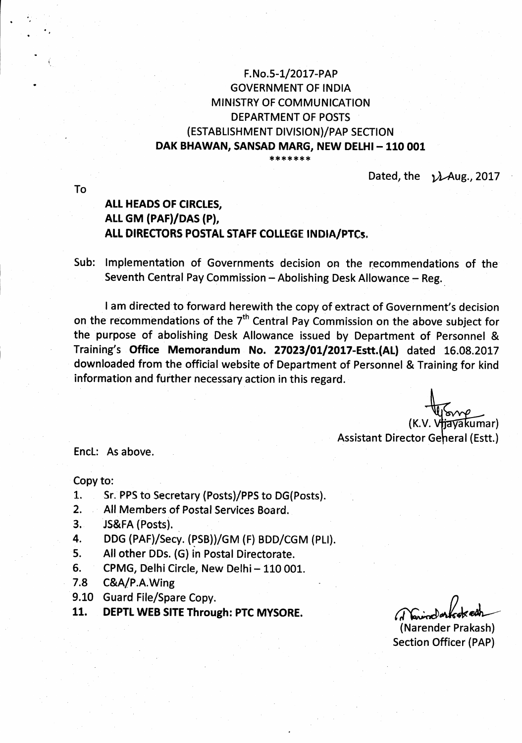F.No.5-1/2017-PAP
GOVERNMENT OF INDIA
MINISTRY OF COMMUNICATION
DEPARTMENT OF POSTS
(ESTABLISHMENT DIVISION)/PAP SECTION
**DAK BHAWAN, SANSAD MARG, NEW DELHI – 110 001**

\*\*\*\*\*\*\*

Dated, the 22 Aug., 2017

To

**ALL HEADS OF CIRCLES,**
**ALL GM (PAF)/DAS (P),**
**ALL DIRECTORS POSTAL STAFF COLLEGE INDIA/PTCs.**

Sub: Implementation of Governments decision on the recommendations of the Seventh Central Pay Commission – Abolishing Desk Allowance – Reg.

I am directed to forward herewith the copy of extract of Government's decision on the recommendations of the 7th Central Pay Commission on the above subject for the purpose of abolishing Desk Allowance issued by Department of Personnel & Training's **Office Memorandum No. 27023/01/2017-Estt.(AL)** dated 16.08.2017 downloaded from the official website of Department of Personnel & Training for kind information and further necessary action in this regard.

(K.V. Vijayakumar)
Assistant Director General (Estt.)

Encl: As above.

Copy to:

1. Sr. PPS to Secretary (Posts)/PPS to DG(Posts).
2. All Members of Postal Services Board.
3. JS&FA (Posts).
4. DDG (PAF)/Secy. (PSB))/GM (F) BDD/CGM (PLI).
5. All other DDs. (G) in Postal Directorate.
6. CPMG, Delhi Circle, New Delhi – 110 001.

7.8 C&A/P.A.Wing

9.10 Guard File/Spare Copy.

11. **DEPTL WEB SITE Through: PTC MYSORE.**

(Narender Prakash)
Section Officer (PAP)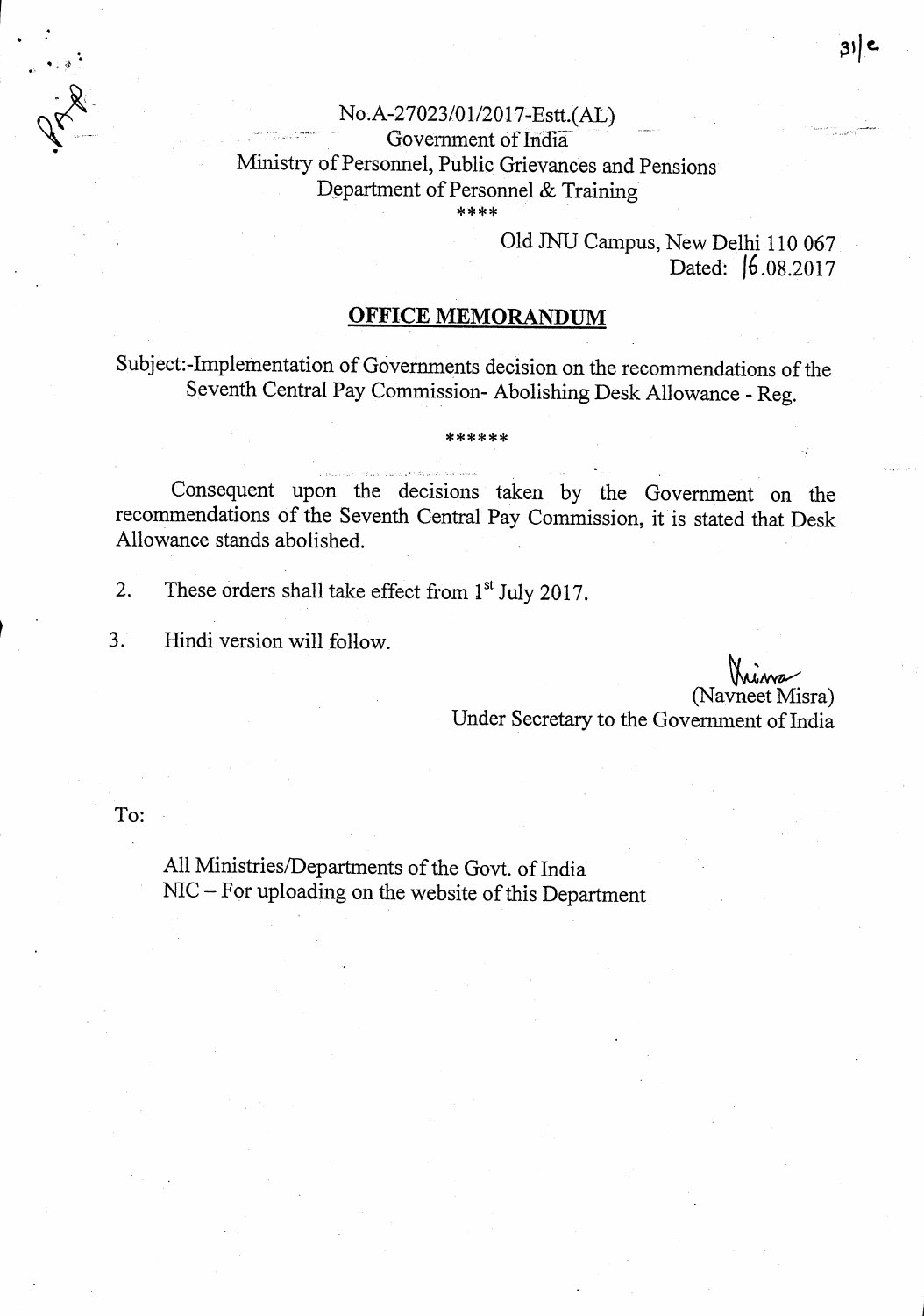No.A-27023/01/2017-Estt.(AL)
Government of India
Ministry of Personnel, Public Grievances and Pensions
Department of Personnel & Training
****

Old JNU Campus, New Delhi 110 067
Dated: 16.08.2017

## OFFICE MEMORANDUM

Subject:-Implementation of Governments decision on the recommendations of the Seventh Central Pay Commission- Abolishing Desk Allowance - Reg.

******

Consequent upon the decisions taken by the Government on the recommendations of the Seventh Central Pay Commission, it is stated that Desk Allowance stands abolished.

2. These orders shall take effect from 1st July 2017.

3. Hindi version will follow.

(Navneet Misra)
Under Secretary to the Government of India

To:

All Ministries/Departments of the Govt. of India
NIC – For uploading on the website of this Department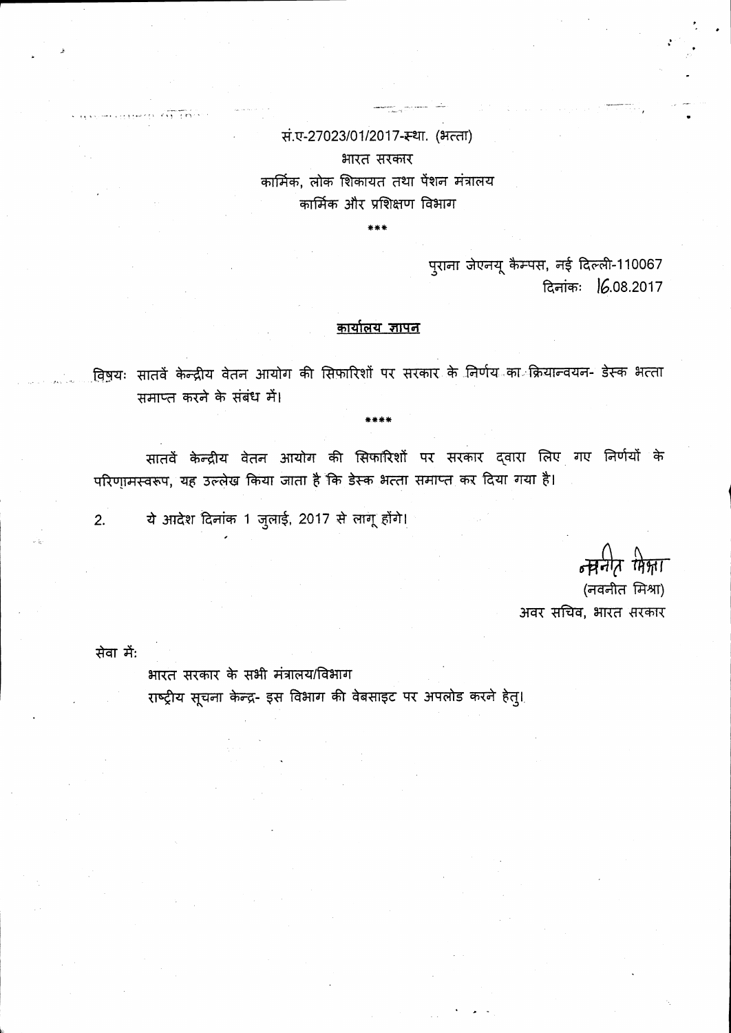सं.ए-27023/01/2017-स्था. (भत्ता)
भारत सरकार
कार्मिक, लोक शिकायत तथा पेंशन मंत्रालय
कार्मिक और प्रशिक्षण विभाग

***

पुराना जेएनयू कैम्पस, नई दिल्ली-110067
दिनांकः 16.08.2017

## कार्यालय ज्ञापन

विषयः सातवें केन्द्रीय वेतन आयोग की सिफारिशों पर सरकार के निर्णय का क्रियान्वयन- डेस्क भत्ता समाप्त करने के संबंध में।

****

सातवें केन्द्रीय वेतन आयोग की सिफारिशों पर सरकार द्वारा लिए गए निर्णयों के परिणामस्वरूप, यह उल्लेख किया जाता है कि डेस्क भत्ता समाप्त कर दिया गया है।

2. ये आदेश दिनांक 1 जुलाई, 2017 से लागू होंगे।

नवनीत मिश्रा
(नवनीत मिश्रा)
अवर सचिव, भारत सरकार

सेवा में:

भारत सरकार के सभी मंत्रालय/विभाग
राष्ट्रीय सूचना केन्द्र- इस विभाग की वेबसाइट पर अपलोड करने हेतु।